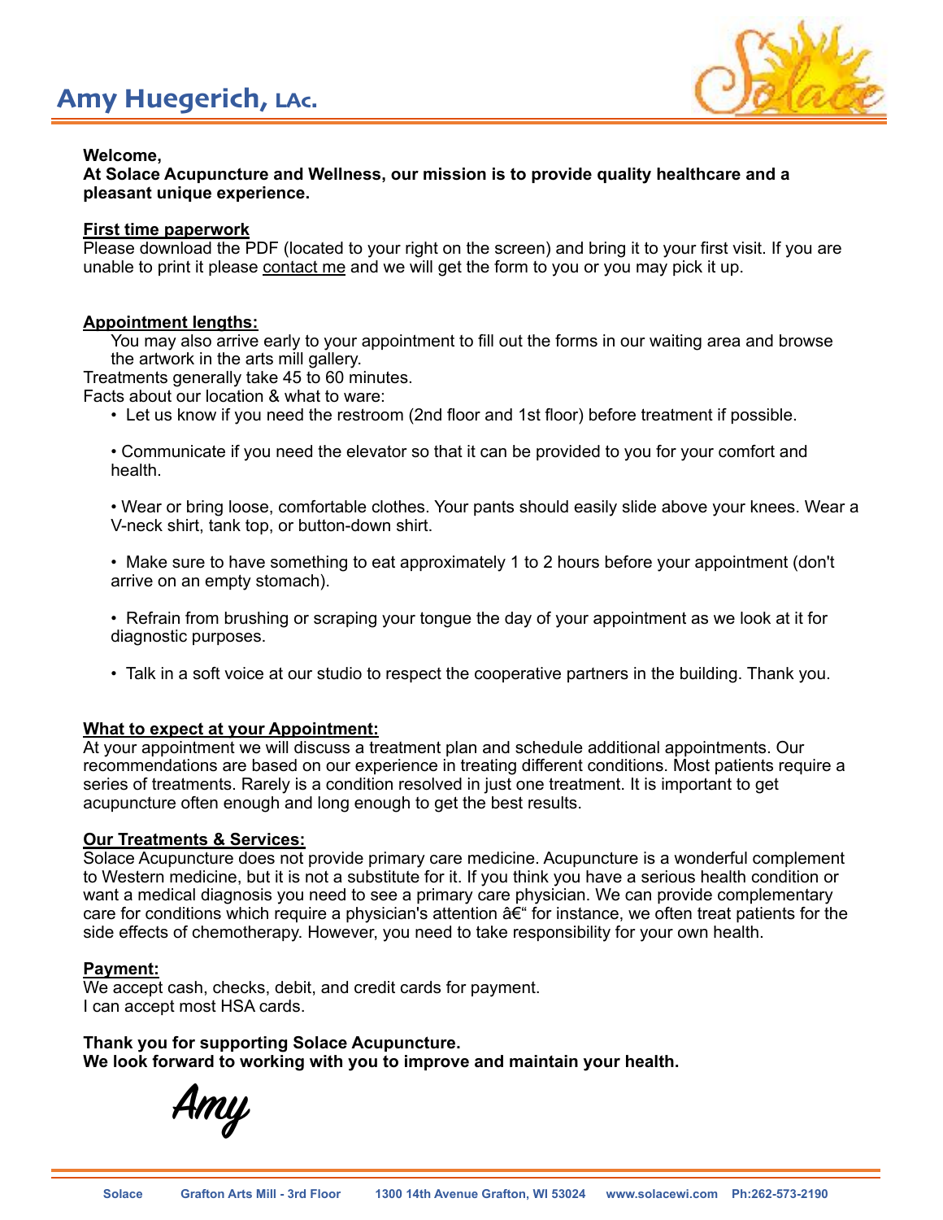# Amy Huegerich, LAc.

**Welcome,**
**At Solace Acupuncture and Wellness, our mission is to provide quality healthcare and a pleasant unique experience.**

**First time paperwork**

Please download the PDF (located to your right on the screen) and bring it to your first visit. If you are unable to print it please contact me and we will get the form to you or you may pick it up.

**Appointment lengths:**

You may also arrive early to your appointment to fill out the forms in our waiting area and browse the artwork in the arts mill gallery.

Treatments generally take 45 to 60 minutes.

Facts about our location & what to ware:

- Let us know if you need the restroom (2nd floor and 1st floor) before treatment if possible.
- Communicate if you need the elevator so that it can be provided to you for your comfort and health.
- Wear or bring loose, comfortable clothes. Your pants should easily slide above your knees. Wear a V-neck shirt, tank top, or button-down shirt.
- Make sure to have something to eat approximately 1 to 2 hours before your appointment (don't arrive on an empty stomach).
- Refrain from brushing or scraping your tongue the day of your appointment as we look at it for diagnostic purposes.
- Talk in a soft voice at our studio to respect the cooperative partners in the building. Thank you.

**What to expect at your Appointment:**

At your appointment we will discuss a treatment plan and schedule additional appointments. Our recommendations are based on our experience in treating different conditions. Most patients require a series of treatments. Rarely is a condition resolved in just one treatment. It is important to get acupuncture often enough and long enough to get the best results.

**Our Treatments & Services:**

Solace Acupuncture does not provide primary care medicine. Acupuncture is a wonderful complement to Western medicine, but it is not a substitute for it. If you think you have a serious health condition or want a medical diagnosis you need to see a primary care physician. We can provide complementary care for conditions which require a physician's attention â€" for instance, we often treat patients for the side effects of chemotherapy. However, you need to take responsibility for your own health.

**Payment:**

We accept cash, checks, debit, and credit cards for payment.
I can accept most HSA cards.

**Thank you for supporting Solace Acupuncture.**
**We look forward to working with you to improve and maintain your health.**

*Amy*

Solace Grafton Arts Mill - 3rd Floor 1300 14th Avenue Grafton, WI 53024 www.solacewi.com Ph:262-573-2190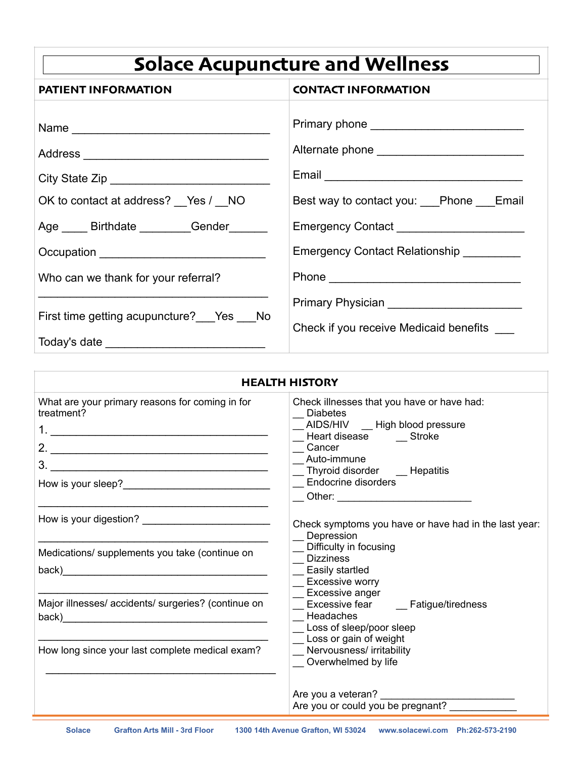# Solace Acupuncture and Wellness

## PATIENT INFORMATION

Name ______________________________

Address ____________________________

City State Zip _______________________

OK to contact at address? __Yes / __NO

Age ____ Birthdate ________Gender______

Occupation _________________________

Who can we thank for your referral?

___________________________________

First time getting acupuncture?___Yes ___No

Today's date ________________________

## CONTACT INFORMATION

Primary phone _______________________

Alternate phone ______________________

Email ______________________________

Best way to contact you: ___Phone ___Email

Emergency Contact ___________________

Emergency Contact Relationship _________

Phone ______________________________

Primary Physician _____________________

Check if you receive Medicaid benefits ___

## HEALTH HISTORY

What are your primary reasons for coming in for treatment?

1. ________________________________
2. ________________________________
3. ________________________________

How is your sleep?_________________________

___________________________________

How is your digestion? ______________________

___________________________________

Medications/ supplements you take (continue on back)___________________________________

___________________________________

Major illnesses/ accidents/ surgeries? (continue on back)___________________________________

___________________________________

How long since your last complete medical exam?

___________________________________

Check illnesses that you have or have had:

__ Diabetes
__ AIDS/HIV __ High blood pressure
__ Heart disease __ Stroke
__ Cancer
__ Auto-immune
__ Thyroid disorder __ Hepatitis
__ Endocrine disorders
__ Other: ______________________

Check symptoms you have or have had in the last year:

__ Depression
__ Difficulty in focusing
__ Dizziness
__ Easily startled
__ Excessive worry
__ Excessive anger
__ Excessive fear __ Fatigue/tiredness
__ Headaches
__ Loss of sleep/poor sleep
__ Loss or gain of weight
__ Nervousness/ irritability
__ Overwhelmed by life

Are you a veteran? ______________________

Are you or could you be pregnant? ___________

Solace Grafton Arts Mill - 3rd Floor 1300 14th Avenue Grafton, WI 53024 www.solacewi.com Ph:262-573-2190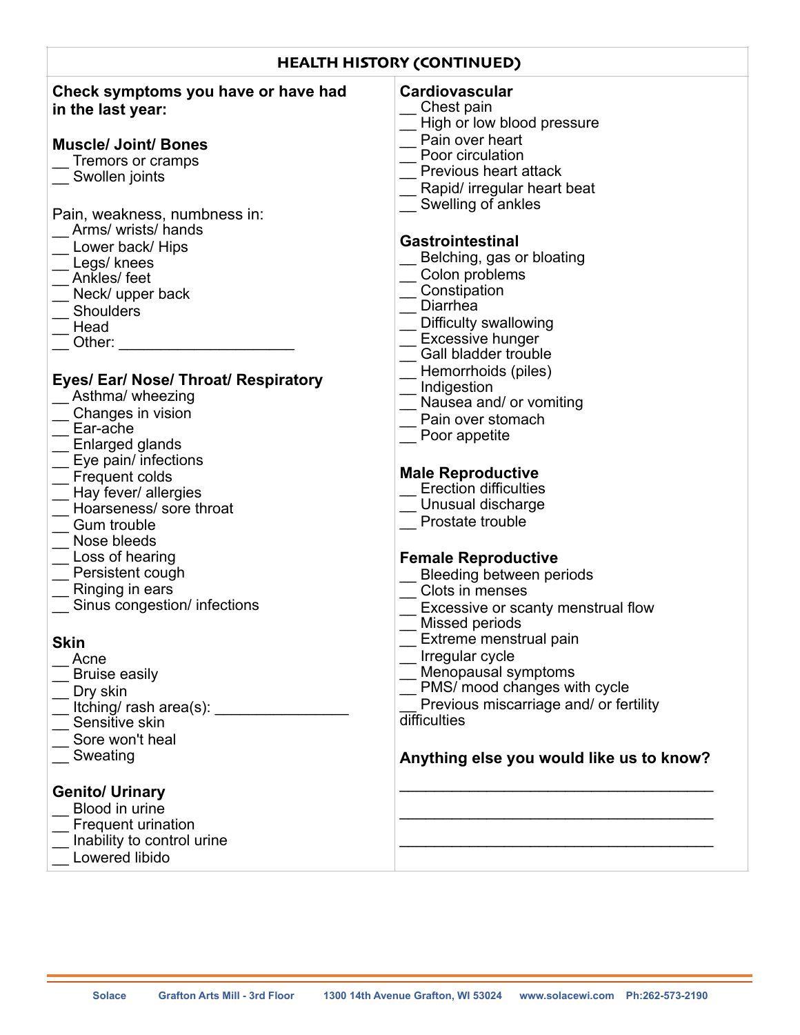## HEALTH HISTORY (CONTINUED)

**Check symptoms you have or have had in the last year:**

**Muscle/ Joint/ Bones**

__ Tremors or cramps
__ Swollen joints

Pain, weakness, numbness in:

__ Arms/ wrists/ hands
__ Lower back/ Hips
__ Legs/ knees
__ Ankles/ feet
__ Neck/ upper back
__ Shoulders
__ Head
__ Other: ____________________

**Eyes/ Ear/ Nose/ Throat/ Respiratory**

__ Asthma/ wheezing
__ Changes in vision
__ Ear-ache
__ Enlarged glands
__ Eye pain/ infections
__ Frequent colds
__ Hay fever/ allergies
__ Hoarseness/ sore throat
__ Gum trouble
__ Nose bleeds
__ Loss of hearing
__ Persistent cough
__ Ringing in ears
__ Sinus congestion/ infections

**Skin**

__ Acne
__ Bruise easily
__ Dry skin
__ Itching/ rash area(s): ________________
__ Sensitive skin
__ Sore won't heal
__ Sweating

**Genito/ Urinary**

__ Blood in urine
__ Frequent urination
__ Inability to control urine
__ Lowered libido

**Cardiovascular**

__ Chest pain
__ High or low blood pressure
__ Pain over heart
__ Poor circulation
__ Previous heart attack
__ Rapid/ irregular heart beat
__ Swelling of ankles

**Gastrointestinal**

__ Belching, gas or bloating
__ Colon problems
__ Constipation
__ Diarrhea
__ Difficulty swallowing
__ Excessive hunger
__ Gall bladder trouble
__ Hemorrhoids (piles)
__ Indigestion
__ Nausea and/ or vomiting
__ Pain over stomach
__ Poor appetite

**Male Reproductive**

__ Erection difficulties
__ Unusual discharge
__ Prostate trouble

**Female Reproductive**

__ Bleeding between periods
__ Clots in menses
__ Excessive or scanty menstrual flow
__ Missed periods
__ Extreme menstrual pain
__ Irregular cycle
__ Menopausal symptoms
__ PMS/ mood changes with cycle
__ Previous miscarriage and/ or fertility difficulties

**Anything else you would like us to know?**

____________________________________

____________________________________

____________________________________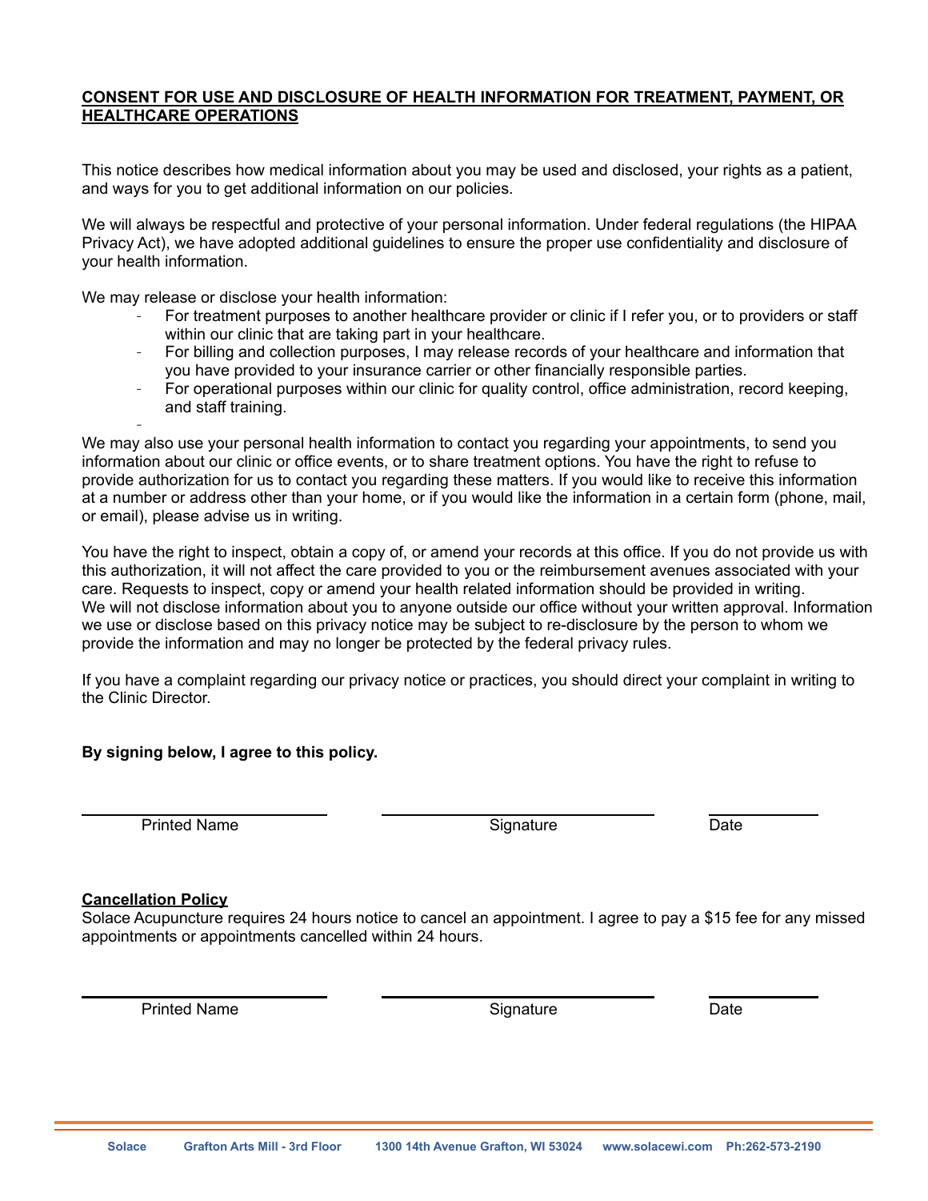## CONSENT FOR USE AND DISCLOSURE OF HEALTH INFORMATION FOR TREATMENT, PAYMENT, OR HEALTHCARE OPERATIONS

This notice describes how medical information about you may be used and disclosed, your rights as a patient, and ways for you to get additional information on our policies.

We will always be respectful and protective of your personal information. Under federal regulations (the HIPAA Privacy Act), we have adopted additional guidelines to ensure the proper use confidentiality and disclosure of your health information.

We may release or disclose your health information:

- For treatment purposes to another healthcare provider or clinic if I refer you, or to providers or staff within our clinic that are taking part in your healthcare.
- For billing and collection purposes, I may release records of your healthcare and information that you have provided to your insurance carrier or other financially responsible parties.
- For operational purposes within our clinic for quality control, office administration, record keeping, and staff training.

We may also use your personal health information to contact you regarding your appointments, to send you information about our clinic or office events, or to share treatment options. You have the right to refuse to provide authorization for us to contact you regarding these matters. If you would like to receive this information at a number or address other than your home, or if you would like the information in a certain form (phone, mail, or email), please advise us in writing.

You have the right to inspect, obtain a copy of, or amend your records at this office. If you do not provide us with this authorization, it will not affect the care provided to you or the reimbursement avenues associated with your care. Requests to inspect, copy or amend your health related information should be provided in writing.
We will not disclose information about you to anyone outside our office without your written approval. Information we use or disclose based on this privacy notice may be subject to re-disclosure by the person to whom we provide the information and may no longer be protected by the federal privacy rules.

If you have a complaint regarding our privacy notice or practices, you should direct your complaint in writing to the Clinic Director.

**By signing below, I agree to this policy.**

Printed Name _______________ Signature _______________ Date _______________

**Cancellation Policy**

Solace Acupuncture requires 24 hours notice to cancel an appointment. I agree to pay a $15 fee for any missed appointments or appointments cancelled within 24 hours.

Printed Name _______________ Signature _______________ Date _______________